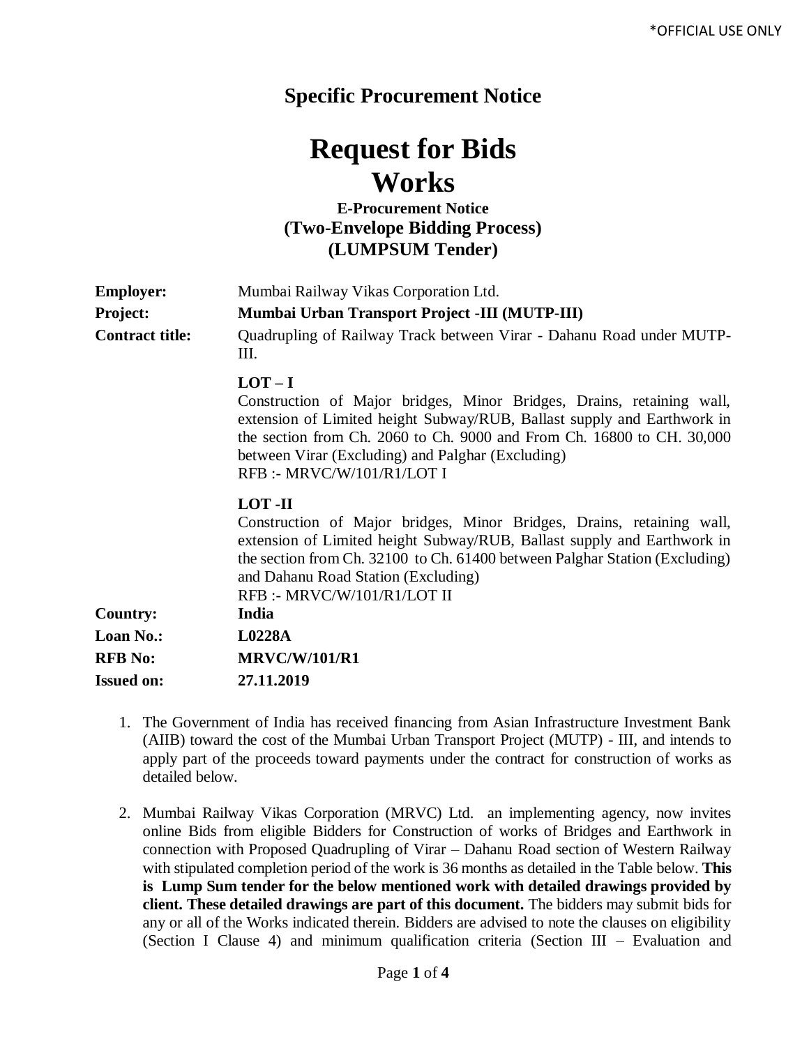# Specific Procurement Notice

# Request for Bids
# Works

### E-Procurement Notice
### (Two-Envelope Bidding Process)
### (LUMPSUM Tender)

**Employer:** Mumbai Railway Vikas Corporation Ltd.

**Project:** **Mumbai Urban Transport Project -III (MUTP-III)**

**Contract title:** Quadrupling of Railway Track between Virar - Dahanu Road under MUTP-III.

**LOT – I**
Construction of Major bridges, Minor Bridges, Drains, retaining wall, extension of Limited height Subway/RUB, Ballast supply and Earthwork in the section from Ch. 2060 to Ch. 9000 and From Ch. 16800 to CH. 30,000 between Virar (Excluding) and Palghar (Excluding)
RFB :- MRVC/W/101/R1/LOT I

**LOT -II**
Construction of Major bridges, Minor Bridges, Drains, retaining wall, extension of Limited height Subway/RUB, Ballast supply and Earthwork in the section from Ch. 32100 to Ch. 61400 between Palghar Station (Excluding) and Dahanu Road Station (Excluding)
RFB :- MRVC/W/101/R1/LOT II

**Country:** **India**

**Loan No.:** **L0228A**

**RFB No:** **MRVC/W/101/R1**

**Issued on:** **27.11.2019**

1. The Government of India has received financing from Asian Infrastructure Investment Bank (AIIB) toward the cost of the Mumbai Urban Transport Project (MUTP) - III, and intends to apply part of the proceeds toward payments under the contract for construction of works as detailed below.

2. Mumbai Railway Vikas Corporation (MRVC) Ltd. an implementing agency, now invites online Bids from eligible Bidders for Construction of works of Bridges and Earthwork in connection with Proposed Quadrupling of Virar – Dahanu Road section of Western Railway with stipulated completion period of the work is 36 months as detailed in the Table below. **This is Lump Sum tender for the below mentioned work with detailed drawings provided by client. These detailed drawings are part of this document.** The bidders may submit bids for any or all of the Works indicated therein. Bidders are advised to note the clauses on eligibility (Section I Clause 4) and minimum qualification criteria (Section III – Evaluation and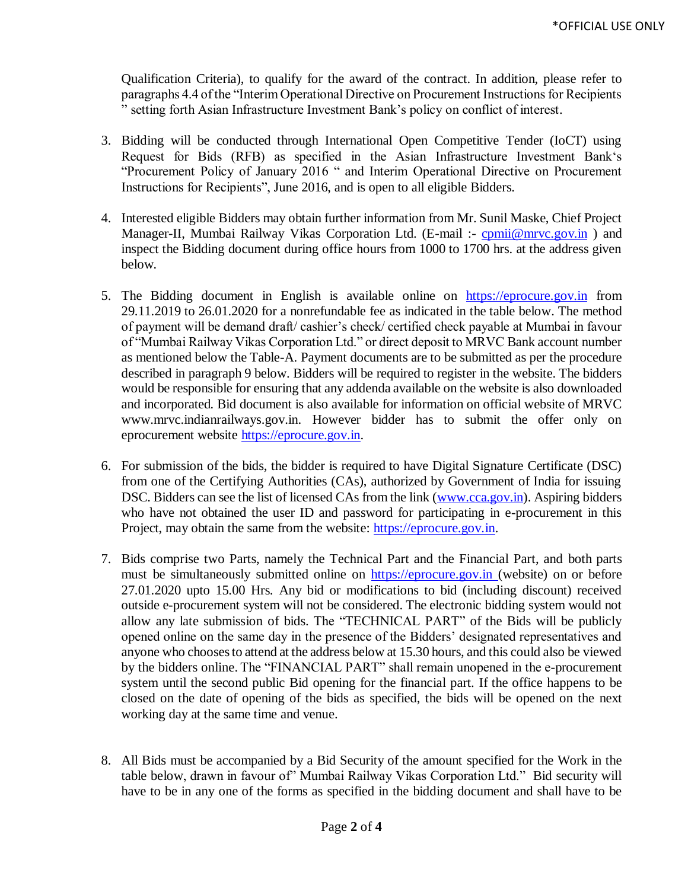Qualification Criteria), to qualify for the award of the contract. In addition, please refer to paragraphs 4.4 of the "Interim Operational Directive on Procurement Instructions for Recipients " setting forth Asian Infrastructure Investment Bank's policy on conflict of interest.

3. Bidding will be conducted through International Open Competitive Tender (IoCT) using Request for Bids (RFB) as specified in the Asian Infrastructure Investment Bank's "Procurement Policy of January 2016 " and Interim Operational Directive on Procurement Instructions for Recipients", June 2016, and is open to all eligible Bidders.

4. Interested eligible Bidders may obtain further information from Mr. Sunil Maske, Chief Project Manager-II, Mumbai Railway Vikas Corporation Ltd. (E-mail :- cpmii@mrvc.gov.in ) and inspect the Bidding document during office hours from 1000 to 1700 hrs. at the address given below.

5. The Bidding document in English is available online on https://eprocure.gov.in from 29.11.2019 to 26.01.2020 for a nonrefundable fee as indicated in the table below. The method of payment will be demand draft/ cashier's check/ certified check payable at Mumbai in favour of "Mumbai Railway Vikas Corporation Ltd." or direct deposit to MRVC Bank account number as mentioned below the Table-A. Payment documents are to be submitted as per the procedure described in paragraph 9 below. Bidders will be required to register in the website. The bidders would be responsible for ensuring that any addenda available on the website is also downloaded and incorporated. Bid document is also available for information on official website of MRVC www.mrvc.indianrailways.gov.in. However bidder has to submit the offer only on eprocurement website https://eprocure.gov.in.

6. For submission of the bids, the bidder is required to have Digital Signature Certificate (DSC) from one of the Certifying Authorities (CAs), authorized by Government of India for issuing DSC. Bidders can see the list of licensed CAs from the link (www.cca.gov.in). Aspiring bidders who have not obtained the user ID and password for participating in e-procurement in this Project, may obtain the same from the website: https://eprocure.gov.in.

7. Bids comprise two Parts, namely the Technical Part and the Financial Part, and both parts must be simultaneously submitted online on https://eprocure.gov.in (website) on or before 27.01.2020 upto 15.00 Hrs. Any bid or modifications to bid (including discount) received outside e-procurement system will not be considered. The electronic bidding system would not allow any late submission of bids. The "TECHNICAL PART" of the Bids will be publicly opened online on the same day in the presence of the Bidders' designated representatives and anyone who chooses to attend at the address below at 15.30 hours, and this could also be viewed by the bidders online. The "FINANCIAL PART" shall remain unopened in the e-procurement system until the second public Bid opening for the financial part. If the office happens to be closed on the date of opening of the bids as specified, the bids will be opened on the next working day at the same time and venue.

8. All Bids must be accompanied by a Bid Security of the amount specified for the Work in the table below, drawn in favour of" Mumbai Railway Vikas Corporation Ltd." Bid security will have to be in any one of the forms as specified in the bidding document and shall have to be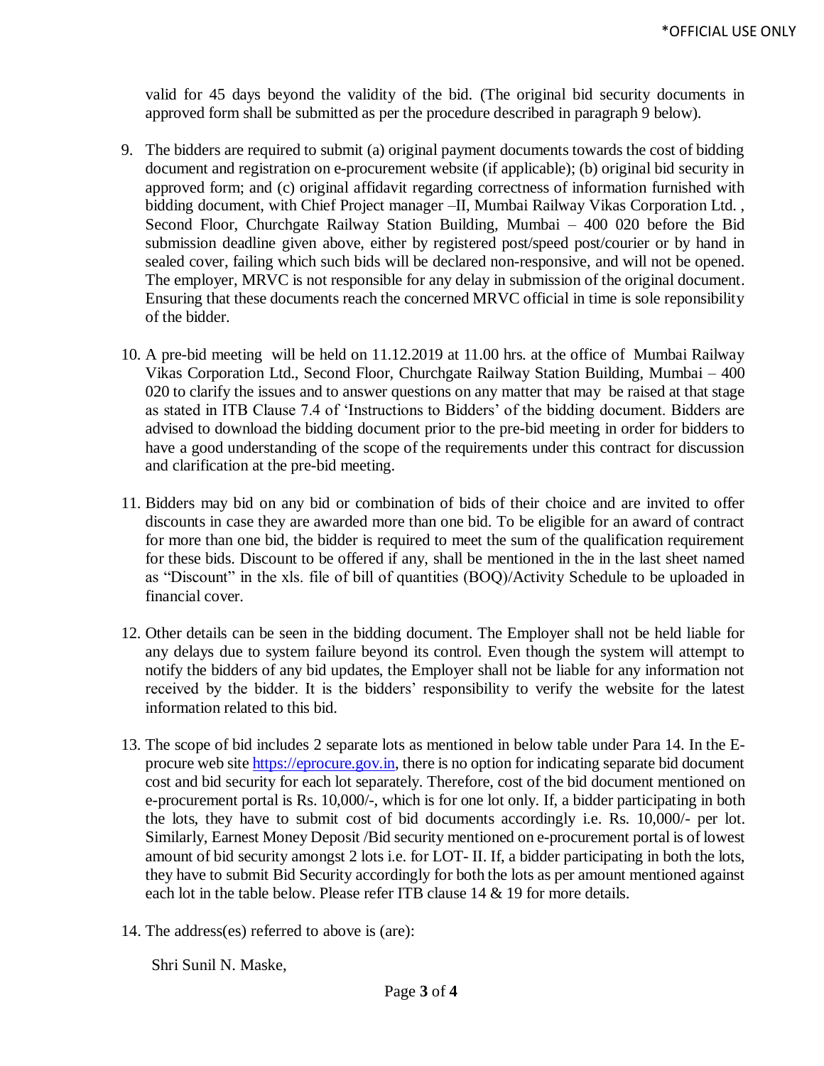valid for 45 days beyond the validity of the bid. (The original bid security documents in approved form shall be submitted as per the procedure described in paragraph 9 below).

9. The bidders are required to submit (a) original payment documents towards the cost of bidding document and registration on e-procurement website (if applicable); (b) original bid security in approved form; and (c) original affidavit regarding correctness of information furnished with bidding document, with Chief Project manager –II, Mumbai Railway Vikas Corporation Ltd. , Second Floor, Churchgate Railway Station Building, Mumbai – 400 020 before the Bid submission deadline given above, either by registered post/speed post/courier or by hand in sealed cover, failing which such bids will be declared non-responsive, and will not be opened. The employer, MRVC is not responsible for any delay in submission of the original document. Ensuring that these documents reach the concerned MRVC official in time is sole reponsibility of the bidder.

10. A pre-bid meeting will be held on 11.12.2019 at 11.00 hrs. at the office of Mumbai Railway Vikas Corporation Ltd., Second Floor, Churchgate Railway Station Building, Mumbai – 400 020 to clarify the issues and to answer questions on any matter that may be raised at that stage as stated in ITB Clause 7.4 of 'Instructions to Bidders' of the bidding document. Bidders are advised to download the bidding document prior to the pre-bid meeting in order for bidders to have a good understanding of the scope of the requirements under this contract for discussion and clarification at the pre-bid meeting.

11. Bidders may bid on any bid or combination of bids of their choice and are invited to offer discounts in case they are awarded more than one bid. To be eligible for an award of contract for more than one bid, the bidder is required to meet the sum of the qualification requirement for these bids. Discount to be offered if any, shall be mentioned in the in the last sheet named as "Discount" in the xls. file of bill of quantities (BOQ)/Activity Schedule to be uploaded in financial cover.

12. Other details can be seen in the bidding document. The Employer shall not be held liable for any delays due to system failure beyond its control. Even though the system will attempt to notify the bidders of any bid updates, the Employer shall not be liable for any information not received by the bidder. It is the bidders' responsibility to verify the website for the latest information related to this bid.

13. The scope of bid includes 2 separate lots as mentioned in below table under Para 14. In the E-procure web site https://eprocure.gov.in, there is no option for indicating separate bid document cost and bid security for each lot separately. Therefore, cost of the bid document mentioned on e-procurement portal is Rs. 10,000/-, which is for one lot only. If, a bidder participating in both the lots, they have to submit cost of bid documents accordingly i.e. Rs. 10,000/- per lot. Similarly, Earnest Money Deposit /Bid security mentioned on e-procurement portal is of lowest amount of bid security amongst 2 lots i.e. for LOT- II. If, a bidder participating in both the lots, they have to submit Bid Security accordingly for both the lots as per amount mentioned against each lot in the table below. Please refer ITB clause 14 & 19 for more details.

14. The address(es) referred to above is (are):

   Shri Sunil N. Maske,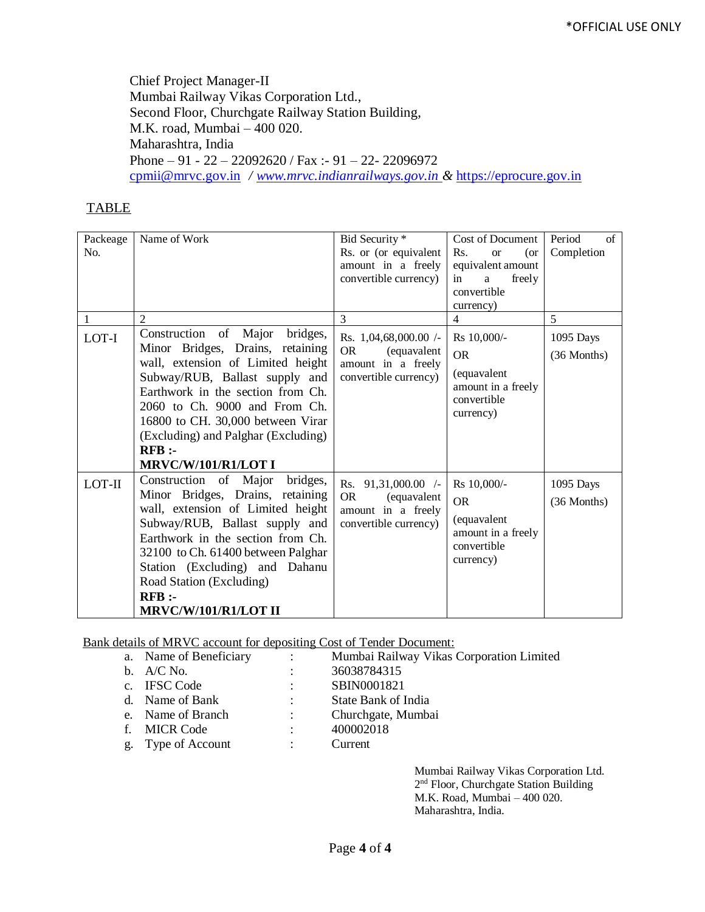*OFFICIAL USE ONLY

Chief Project Manager-II
Mumbai Railway Vikas Corporation Ltd.,
Second Floor, Churchgate Railway Station Building,
M.K. road, Mumbai – 400 020.
Maharashtra, India
Phone – 91 - 22 – 22092620 / Fax :- 91 – 22- 22096972
cpmii@mrvc.gov.in / *www.mrvc.indianrailways.gov.in* & https://eprocure.gov.in

TABLE

| Packeage No. | Name of Work | Bid Security * Rs. or (or equivalent amount in a freely convertible currency) | Cost of Document Rs. or (or equivalent amount in a freely convertible currency) | Period of Completion |
|---|---|---|---|---|
| 1 | 2 | 3 | 4 | 5 |
| LOT-I | Construction of Major bridges, Minor Bridges, Drains, retaining wall, extension of Limited height Subway/RUB, Ballast supply and Earthwork in the section from Ch. 2060 to Ch. 9000 and From Ch. 16800 to CH. 30,000 between Virar (Excluding) and Palghar (Excluding) **RFB :- MRVC/W/101/R1/LOT I** | Rs. 1,04,68,000.00 /- OR (equavalent amount in a freely convertible currency) | Rs 10,000/- OR (equavalent amount in a freely convertible currency) | 1095 Days (36 Months) |
| LOT-II | Construction of Major bridges, Minor Bridges, Drains, retaining wall, extension of Limited height Subway/RUB, Ballast supply and Earthwork in the section from Ch. 32100 to Ch. 61400 between Palghar Station (Excluding) and Dahanu Road Station (Excluding) **RFB :- MRVC/W/101/R1/LOT II** | Rs. 91,31,000.00 /- OR (equavalent amount in a freely convertible currency) | Rs 10,000/- OR (equavalent amount in a freely convertible currency) | 1095 Days (36 Months) |

Bank details of MRVC account for depositing Cost of Tender Document:

a. Name of Beneficiary : Mumbai Railway Vikas Corporation Limited
b. A/C No. : 36038784315
c. IFSC Code : SBIN0001821
d. Name of Bank : State Bank of India
e. Name of Branch : Churchgate, Mumbai
f. MICR Code : 400002018
g. Type of Account : Current

Mumbai Railway Vikas Corporation Ltd.
2nd Floor, Churchgate Station Building
M.K. Road, Mumbai – 400 020.
Maharashtra, India.